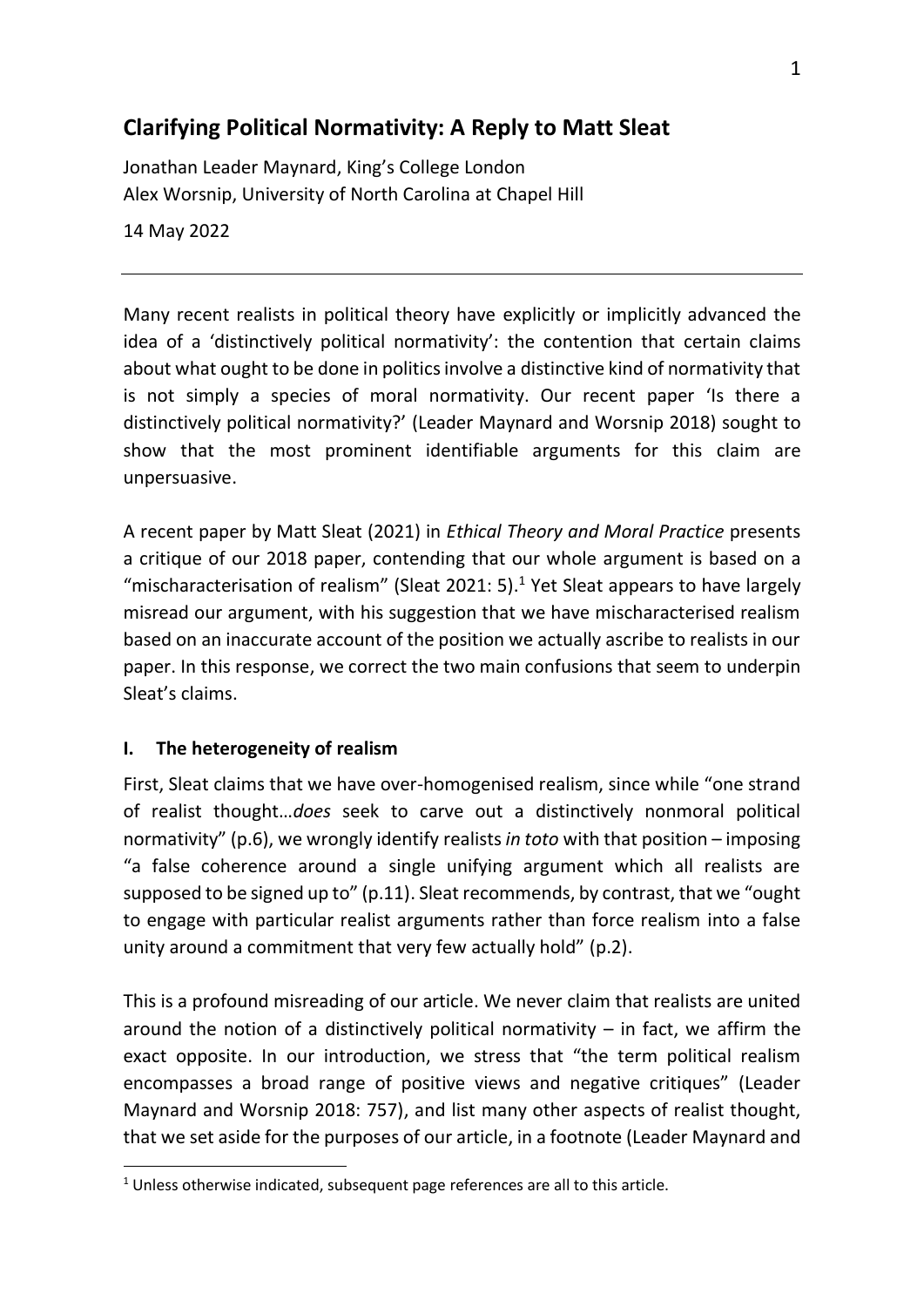# Clarifying Political Normativity: A Reply to Matt Sleat

Jonathan Leader Maynard, King's College London
Alex Worsnip, University of North Carolina at Chapel Hill

14 May 2022

---

Many recent realists in political theory have explicitly or implicitly advanced the idea of a 'distinctively political normativity': the contention that certain claims about what ought to be done in politics involve a distinctive kind of normativity that is not simply a species of moral normativity. Our recent paper 'Is there a distinctively political normativity?' (Leader Maynard and Worsnip 2018) sought to show that the most prominent identifiable arguments for this claim are unpersuasive.

A recent paper by Matt Sleat (2021) in *Ethical Theory and Moral Practice* presents a critique of our 2018 paper, contending that our whole argument is based on a "mischaracterisation of realism" (Sleat 2021: 5).[1] Yet Sleat appears to have largely misread our argument, with his suggestion that we have mischaracterised realism based on an inaccurate account of the position we actually ascribe to realists in our paper. In this response, we correct the two main confusions that seem to underpin Sleat's claims.

## I. The heterogeneity of realism

First, Sleat claims that we have over-homogenised realism, since while "one strand of realist thought…*does* seek to carve out a distinctively nonmoral political normativity" (p.6), we wrongly identify realists *in toto* with that position – imposing "a false coherence around a single unifying argument which all realists are supposed to be signed up to" (p.11). Sleat recommends, by contrast, that we "ought to engage with particular realist arguments rather than force realism into a false unity around a commitment that very few actually hold" (p.2).

This is a profound misreading of our article. We never claim that realists are united around the notion of a distinctively political normativity – in fact, we affirm the exact opposite. In our introduction, we stress that "the term political realism encompasses a broad range of positive views and negative critiques" (Leader Maynard and Worsnip 2018: 757), and list many other aspects of realist thought, that we set aside for the purposes of our article, in a footnote (Leader Maynard and

---

[1] Unless otherwise indicated, subsequent page references are all to this article.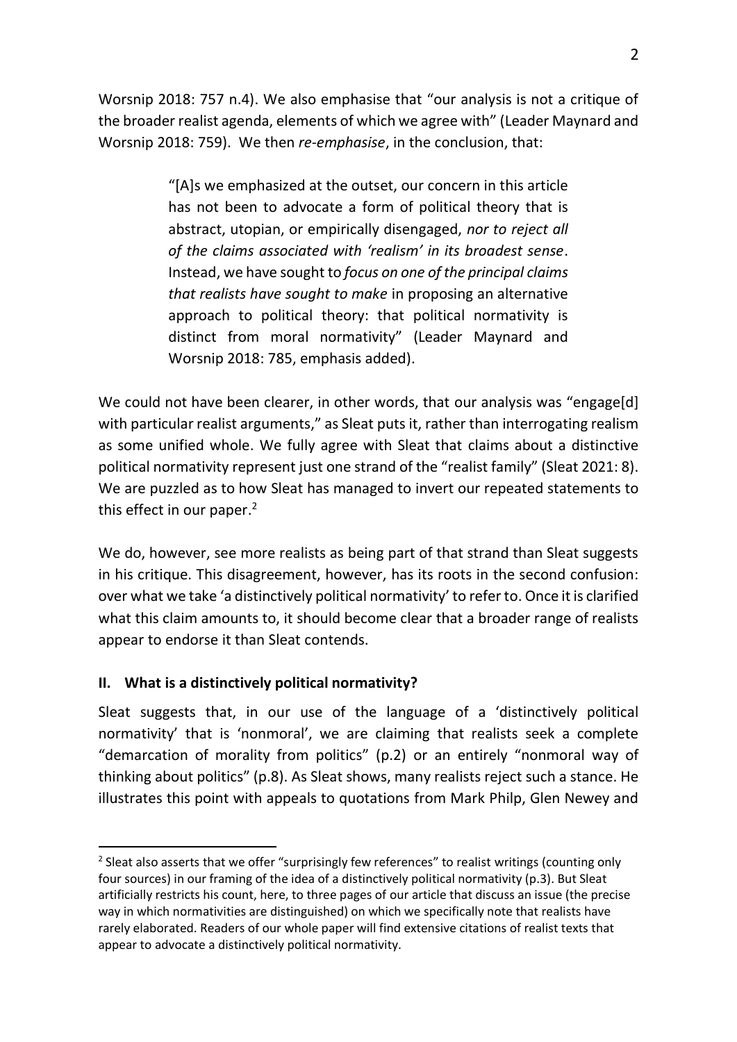Worsnip 2018: 757 n.4). We also emphasise that "our analysis is not a critique of the broader realist agenda, elements of which we agree with" (Leader Maynard and Worsnip 2018: 759). We then *re-emphasise*, in the conclusion, that:

> "[A]s we emphasized at the outset, our concern in this article has not been to advocate a form of political theory that is abstract, utopian, or empirically disengaged, *nor to reject all of the claims associated with 'realism' in its broadest sense*. Instead, we have sought to *focus on one of the principal claims that realists have sought to make* in proposing an alternative approach to political theory: that political normativity is distinct from moral normativity" (Leader Maynard and Worsnip 2018: 785, emphasis added).

We could not have been clearer, in other words, that our analysis was "engage[d] with particular realist arguments," as Sleat puts it, rather than interrogating realism as some unified whole. We fully agree with Sleat that claims about a distinctive political normativity represent just one strand of the "realist family" (Sleat 2021: 8). We are puzzled as to how Sleat has managed to invert our repeated statements to this effect in our paper.[2]

We do, however, see more realists as being part of that strand than Sleat suggests in his critique. This disagreement, however, has its roots in the second confusion: over what we take 'a distinctively political normativity' to refer to. Once it is clarified what this claim amounts to, it should become clear that a broader range of realists appear to endorse it than Sleat contends.

## II. What is a distinctively political normativity?

Sleat suggests that, in our use of the language of a 'distinctively political normativity' that is 'nonmoral', we are claiming that realists seek a complete "demarcation of morality from politics" (p.2) or an entirely "nonmoral way of thinking about politics" (p.8). As Sleat shows, many realists reject such a stance. He illustrates this point with appeals to quotations from Mark Philp, Glen Newey and

[2] Sleat also asserts that we offer "surprisingly few references" to realist writings (counting only four sources) in our framing of the idea of a distinctively political normativity (p.3). But Sleat artificially restricts his count, here, to three pages of our article that discuss an issue (the precise way in which normativities are distinguished) on which we specifically note that realists have rarely elaborated. Readers of our whole paper will find extensive citations of realist texts that appear to advocate a distinctively political normativity.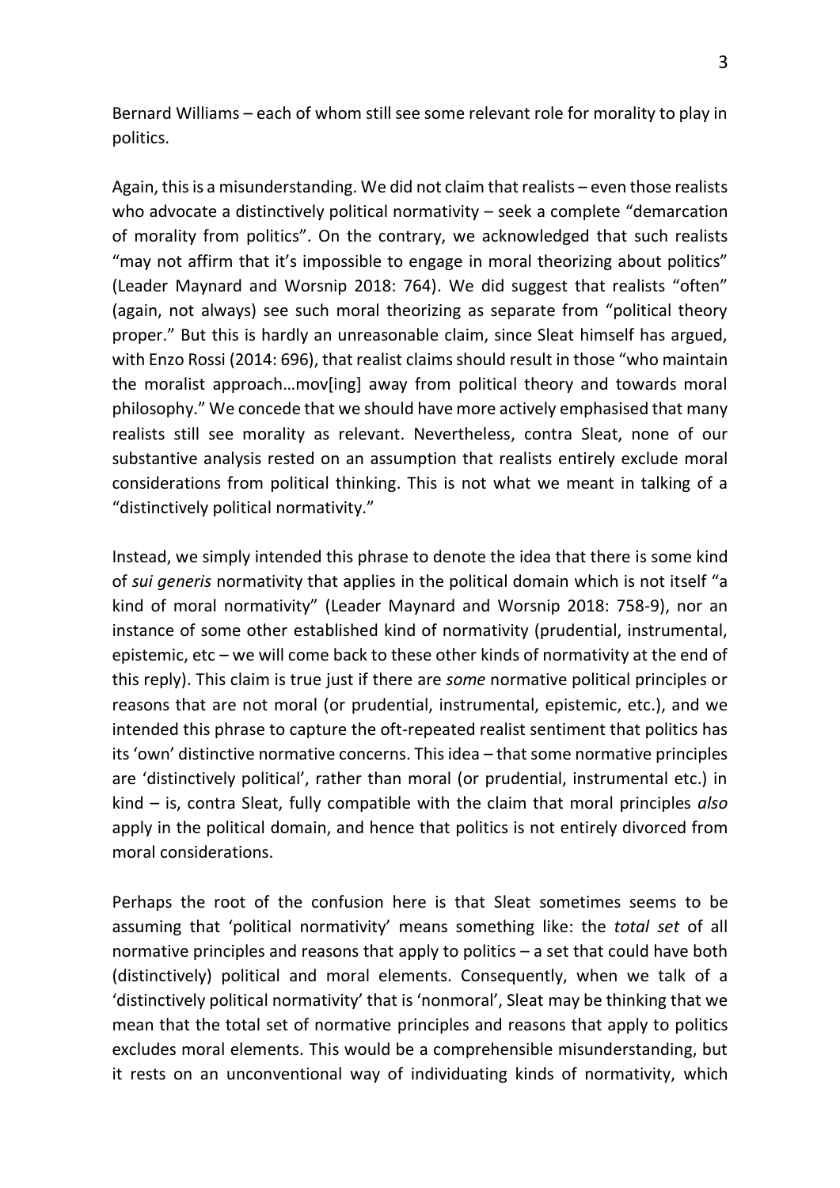Bernard Williams – each of whom still see some relevant role for morality to play in politics.

Again, this is a misunderstanding. We did not claim that realists – even those realists who advocate a distinctively political normativity – seek a complete "demarcation of morality from politics". On the contrary, we acknowledged that such realists "may not affirm that it's impossible to engage in moral theorizing about politics" (Leader Maynard and Worsnip 2018: 764). We did suggest that realists "often" (again, not always) see such moral theorizing as separate from "political theory proper." But this is hardly an unreasonable claim, since Sleat himself has argued, with Enzo Rossi (2014: 696), that realist claims should result in those "who maintain the moralist approach…mov[ing] away from political theory and towards moral philosophy." We concede that we should have more actively emphasised that many realists still see morality as relevant. Nevertheless, contra Sleat, none of our substantive analysis rested on an assumption that realists entirely exclude moral considerations from political thinking. This is not what we meant in talking of a "distinctively political normativity."

Instead, we simply intended this phrase to denote the idea that there is some kind of *sui generis* normativity that applies in the political domain which is not itself "a kind of moral normativity" (Leader Maynard and Worsnip 2018: 758-9), nor an instance of some other established kind of normativity (prudential, instrumental, epistemic, etc – we will come back to these other kinds of normativity at the end of this reply). This claim is true just if there are *some* normative political principles or reasons that are not moral (or prudential, instrumental, epistemic, etc.), and we intended this phrase to capture the oft-repeated realist sentiment that politics has its 'own' distinctive normative concerns. This idea – that some normative principles are 'distinctively political', rather than moral (or prudential, instrumental etc.) in kind – is, contra Sleat, fully compatible with the claim that moral principles *also* apply in the political domain, and hence that politics is not entirely divorced from moral considerations.

Perhaps the root of the confusion here is that Sleat sometimes seems to be assuming that 'political normativity' means something like: the *total set* of all normative principles and reasons that apply to politics – a set that could have both (distinctively) political and moral elements. Consequently, when we talk of a 'distinctively political normativity' that is 'nonmoral', Sleat may be thinking that we mean that the total set of normative principles and reasons that apply to politics excludes moral elements. This would be a comprehensible misunderstanding, but it rests on an unconventional way of individuating kinds of normativity, which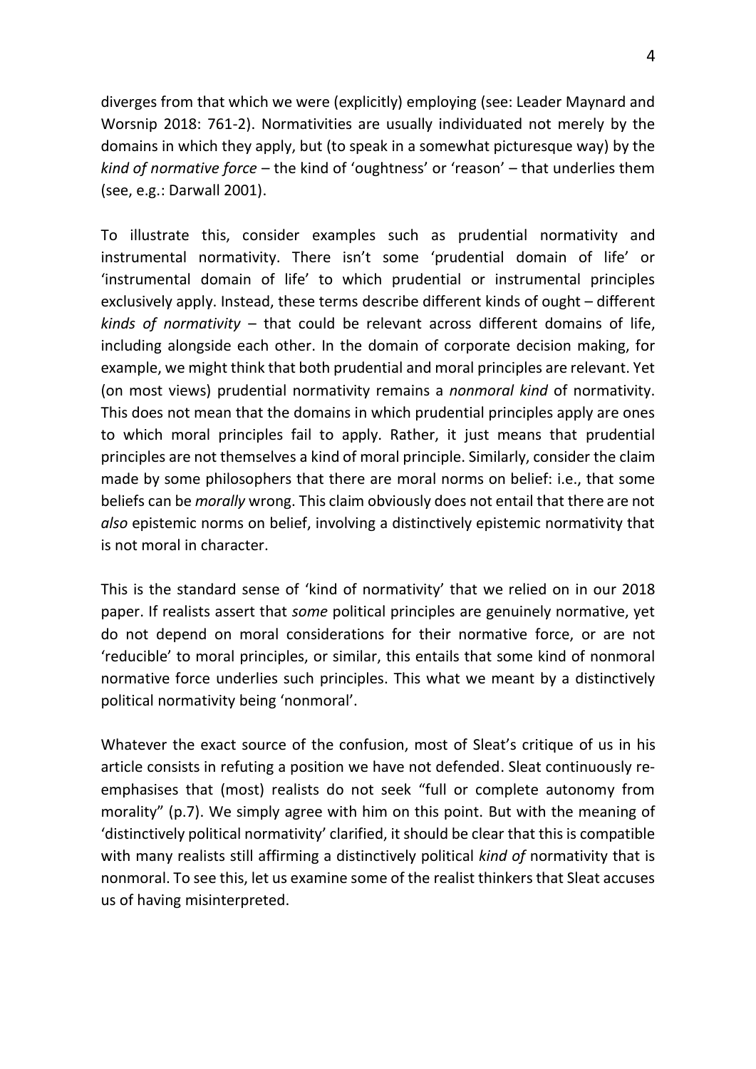diverges from that which we were (explicitly) employing (see: Leader Maynard and Worsnip 2018: 761-2). Normativities are usually individuated not merely by the domains in which they apply, but (to speak in a somewhat picturesque way) by the *kind of normative force* – the kind of 'oughtness' or 'reason' – that underlies them (see, e.g.: Darwall 2001).

To illustrate this, consider examples such as prudential normativity and instrumental normativity. There isn't some 'prudential domain of life' or 'instrumental domain of life' to which prudential or instrumental principles exclusively apply. Instead, these terms describe different kinds of ought – different *kinds of normativity* – that could be relevant across different domains of life, including alongside each other. In the domain of corporate decision making, for example, we might think that both prudential and moral principles are relevant. Yet (on most views) prudential normativity remains a *nonmoral kind* of normativity. This does not mean that the domains in which prudential principles apply are ones to which moral principles fail to apply. Rather, it just means that prudential principles are not themselves a kind of moral principle. Similarly, consider the claim made by some philosophers that there are moral norms on belief: i.e., that some beliefs can be *morally* wrong. This claim obviously does not entail that there are not *also* epistemic norms on belief, involving a distinctively epistemic normativity that is not moral in character.

This is the standard sense of 'kind of normativity' that we relied on in our 2018 paper. If realists assert that *some* political principles are genuinely normative, yet do not depend on moral considerations for their normative force, or are not 'reducible' to moral principles, or similar, this entails that some kind of nonmoral normative force underlies such principles. This what we meant by a distinctively political normativity being 'nonmoral'.

Whatever the exact source of the confusion, most of Sleat's critique of us in his article consists in refuting a position we have not defended. Sleat continuously re-emphasises that (most) realists do not seek "full or complete autonomy from morality" (p.7). We simply agree with him on this point. But with the meaning of 'distinctively political normativity' clarified, it should be clear that this is compatible with many realists still affirming a distinctively political *kind of* normativity that is nonmoral. To see this, let us examine some of the realist thinkers that Sleat accuses us of having misinterpreted.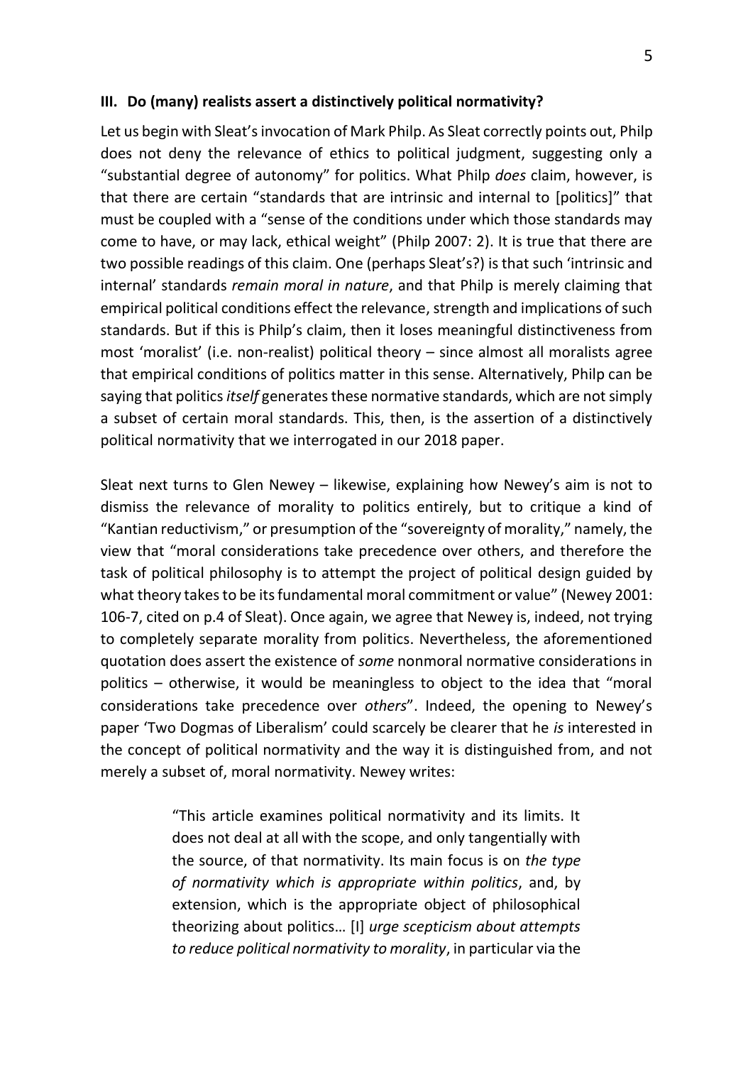## III. Do (many) realists assert a distinctively political normativity?

Let us begin with Sleat's invocation of Mark Philp. As Sleat correctly points out, Philp does not deny the relevance of ethics to political judgment, suggesting only a "substantial degree of autonomy" for politics. What Philp *does* claim, however, is that there are certain "standards that are intrinsic and internal to [politics]" that must be coupled with a "sense of the conditions under which those standards may come to have, or may lack, ethical weight" (Philp 2007: 2). It is true that there are two possible readings of this claim. One (perhaps Sleat's?) is that such 'intrinsic and internal' standards *remain moral in nature*, and that Philp is merely claiming that empirical political conditions effect the relevance, strength and implications of such standards. But if this is Philp's claim, then it loses meaningful distinctiveness from most 'moralist' (i.e. non-realist) political theory – since almost all moralists agree that empirical conditions of politics matter in this sense. Alternatively, Philp can be saying that politics *itself* generates these normative standards, which are not simply a subset of certain moral standards. This, then, is the assertion of a distinctively political normativity that we interrogated in our 2018 paper.

Sleat next turns to Glen Newey – likewise, explaining how Newey's aim is not to dismiss the relevance of morality to politics entirely, but to critique a kind of "Kantian reductivism," or presumption of the "sovereignty of morality," namely, the view that "moral considerations take precedence over others, and therefore the task of political philosophy is to attempt the project of political design guided by what theory takes to be its fundamental moral commitment or value" (Newey 2001: 106-7, cited on p.4 of Sleat). Once again, we agree that Newey is, indeed, not trying to completely separate morality from politics. Nevertheless, the aforementioned quotation does assert the existence of *some* nonmoral normative considerations in politics – otherwise, it would be meaningless to object to the idea that "moral considerations take precedence over *others*". Indeed, the opening to Newey's paper 'Two Dogmas of Liberalism' could scarcely be clearer that he *is* interested in the concept of political normativity and the way it is distinguished from, and not merely a subset of, moral normativity. Newey writes:

> "This article examines political normativity and its limits. It does not deal at all with the scope, and only tangentially with the source, of that normativity. Its main focus is on *the type of normativity which is appropriate within politics*, and, by extension, which is the appropriate object of philosophical theorizing about politics… [I] *urge scepticism about attempts to reduce political normativity to morality*, in particular via the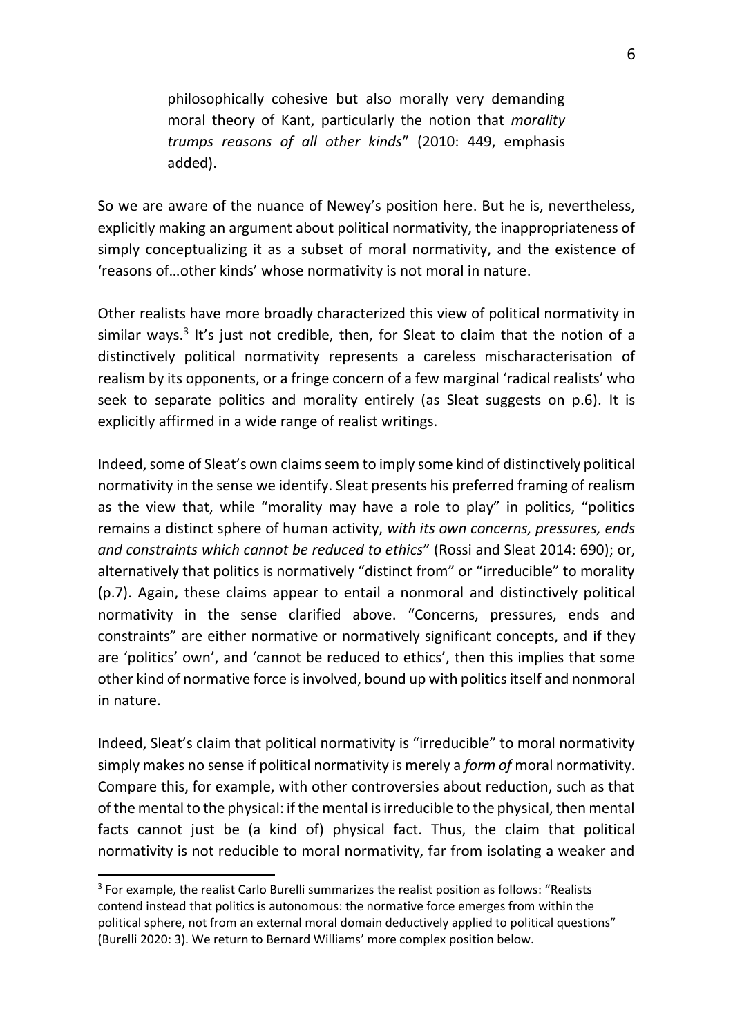> philosophically cohesive but also morally very demanding moral theory of Kant, particularly the notion that *morality trumps reasons of all other kinds*" (2010: 449, emphasis added).

So we are aware of the nuance of Newey's position here. But he is, nevertheless, explicitly making an argument about political normativity, the inappropriateness of simply conceptualizing it as a subset of moral normativity, and the existence of 'reasons of…other kinds' whose normativity is not moral in nature.

Other realists have more broadly characterized this view of political normativity in similar ways.[3] It's just not credible, then, for Sleat to claim that the notion of a distinctively political normativity represents a careless mischaracterisation of realism by its opponents, or a fringe concern of a few marginal 'radical realists' who seek to separate politics and morality entirely (as Sleat suggests on p.6). It is explicitly affirmed in a wide range of realist writings.

Indeed, some of Sleat's own claims seem to imply some kind of distinctively political normativity in the sense we identify. Sleat presents his preferred framing of realism as the view that, while "morality may have a role to play" in politics, "politics remains a distinct sphere of human activity, *with its own concerns, pressures, ends and constraints which cannot be reduced to ethics*" (Rossi and Sleat 2014: 690); or, alternatively that politics is normatively "distinct from" or "irreducible" to morality (p.7). Again, these claims appear to entail a nonmoral and distinctively political normativity in the sense clarified above. "Concerns, pressures, ends and constraints" are either normative or normatively significant concepts, and if they are 'politics' own', and 'cannot be reduced to ethics', then this implies that some other kind of normative force is involved, bound up with politics itself and nonmoral in nature.

Indeed, Sleat's claim that political normativity is "irreducible" to moral normativity simply makes no sense if political normativity is merely a *form of* moral normativity. Compare this, for example, with other controversies about reduction, such as that of the mental to the physical: if the mental is irreducible to the physical, then mental facts cannot just be (a kind of) physical fact. Thus, the claim that political normativity is not reducible to moral normativity, far from isolating a weaker and

[3] For example, the realist Carlo Burelli summarizes the realist position as follows: "Realists contend instead that politics is autonomous: the normative force emerges from within the political sphere, not from an external moral domain deductively applied to political questions" (Burelli 2020: 3). We return to Bernard Williams' more complex position below.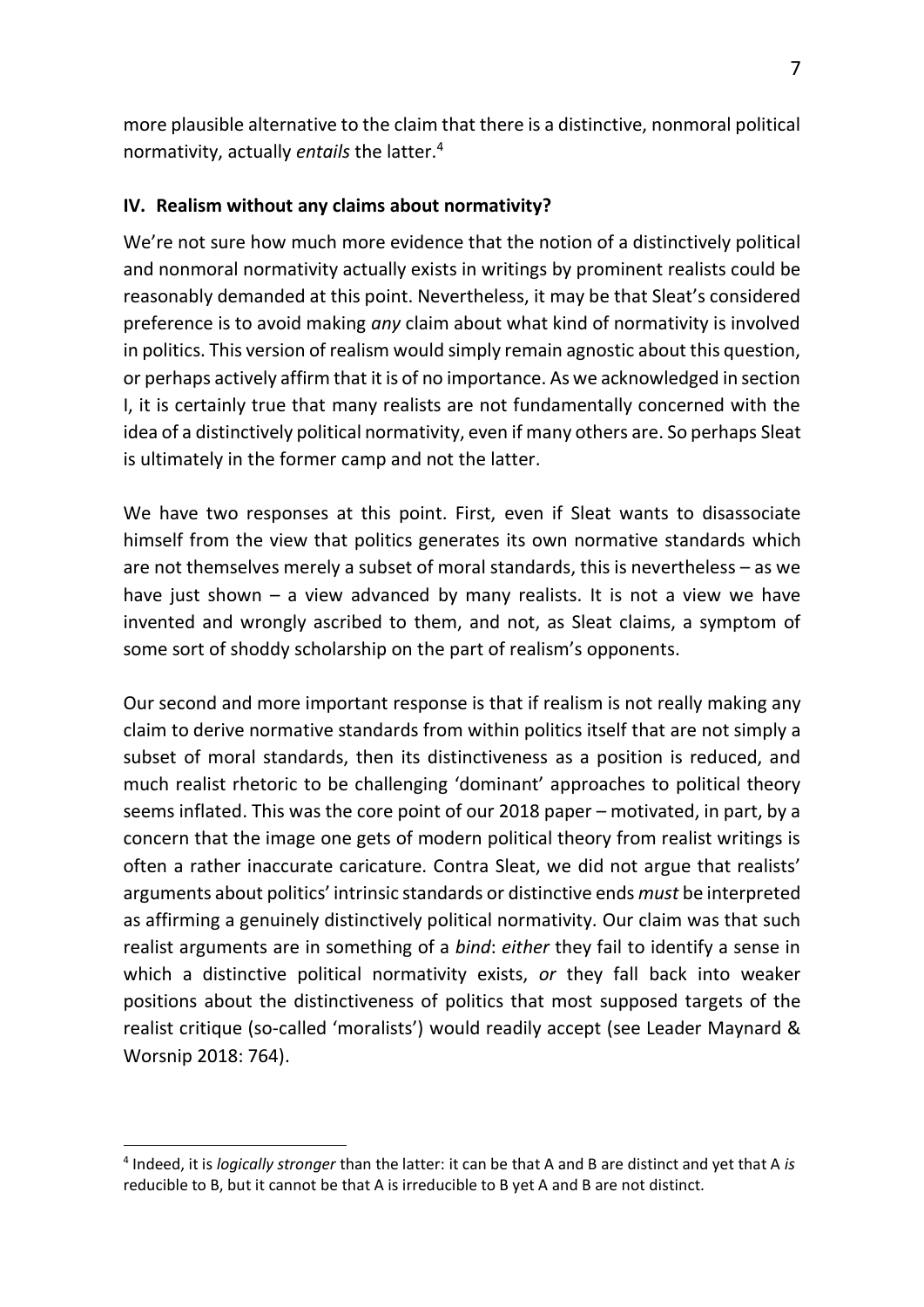more plausible alternative to the claim that there is a distinctive, nonmoral political normativity, actually *entails* the latter.[4]

## IV. Realism without any claims about normativity?

We're not sure how much more evidence that the notion of a distinctively political and nonmoral normativity actually exists in writings by prominent realists could be reasonably demanded at this point. Nevertheless, it may be that Sleat's considered preference is to avoid making *any* claim about what kind of normativity is involved in politics. This version of realism would simply remain agnostic about this question, or perhaps actively affirm that it is of no importance. As we acknowledged in section I, it is certainly true that many realists are not fundamentally concerned with the idea of a distinctively political normativity, even if many others are. So perhaps Sleat is ultimately in the former camp and not the latter.

We have two responses at this point. First, even if Sleat wants to disassociate himself from the view that politics generates its own normative standards which are not themselves merely a subset of moral standards, this is nevertheless – as we have just shown – a view advanced by many realists. It is not a view we have invented and wrongly ascribed to them, and not, as Sleat claims, a symptom of some sort of shoddy scholarship on the part of realism's opponents.

Our second and more important response is that if realism is not really making any claim to derive normative standards from within politics itself that are not simply a subset of moral standards, then its distinctiveness as a position is reduced, and much realist rhetoric to be challenging 'dominant' approaches to political theory seems inflated. This was the core point of our 2018 paper – motivated, in part, by a concern that the image one gets of modern political theory from realist writings is often a rather inaccurate caricature. Contra Sleat, we did not argue that realists' arguments about politics' intrinsic standards or distinctive ends *must* be interpreted as affirming a genuinely distinctively political normativity. Our claim was that such realist arguments are in something of a *bind*: *either* they fail to identify a sense in which a distinctive political normativity exists, *or* they fall back into weaker positions about the distinctiveness of politics that most supposed targets of the realist critique (so-called 'moralists') would readily accept (see Leader Maynard & Worsnip 2018: 764).

---

[4] Indeed, it is *logically stronger* than the latter: it can be that A and B are distinct and yet that A *is* reducible to B, but it cannot be that A is irreducible to B yet A and B are not distinct.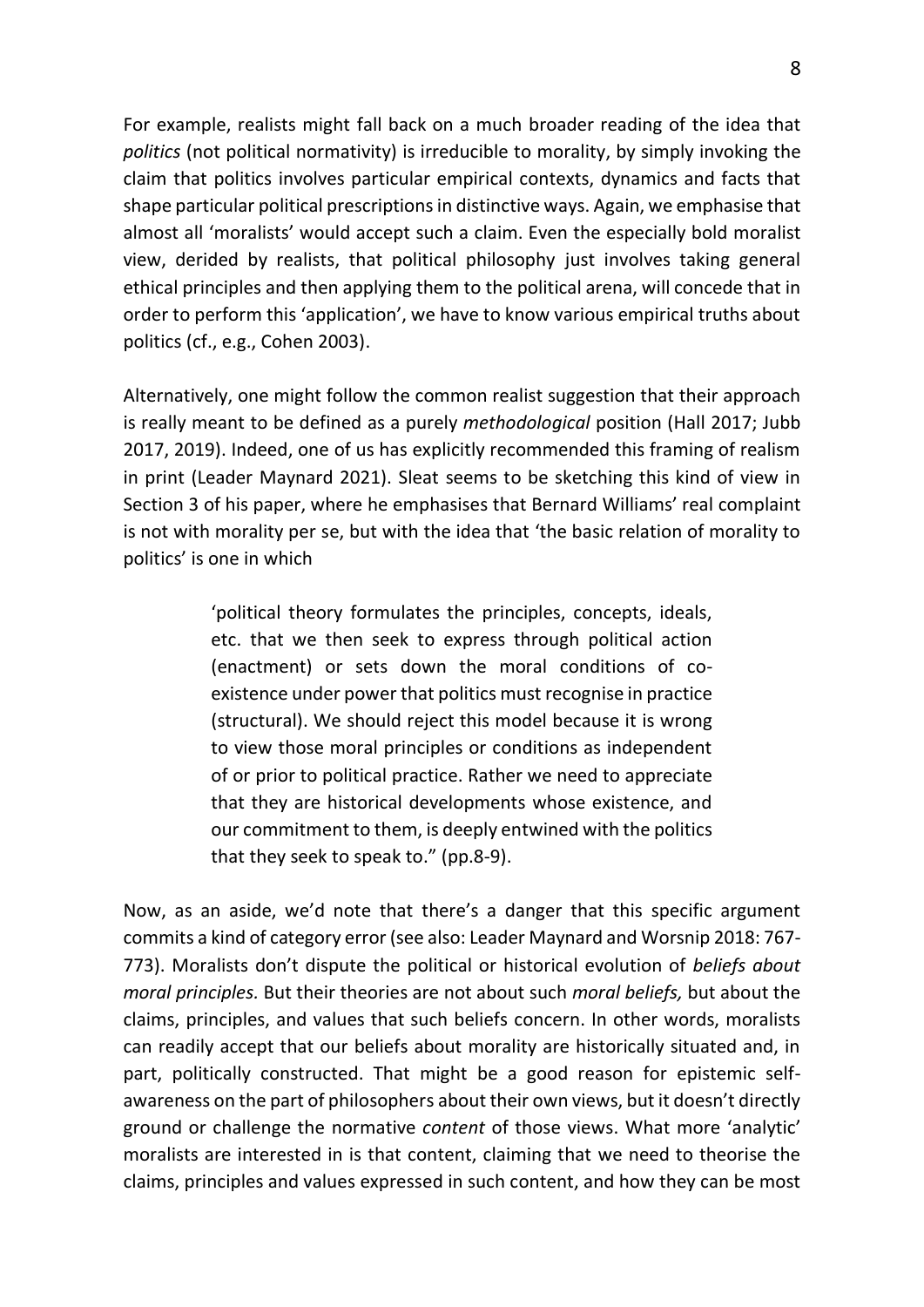For example, realists might fall back on a much broader reading of the idea that *politics* (not political normativity) is irreducible to morality, by simply invoking the claim that politics involves particular empirical contexts, dynamics and facts that shape particular political prescriptions in distinctive ways. Again, we emphasise that almost all 'moralists' would accept such a claim. Even the especially bold moralist view, derided by realists, that political philosophy just involves taking general ethical principles and then applying them to the political arena, will concede that in order to perform this 'application', we have to know various empirical truths about politics (cf., e.g., Cohen 2003).

Alternatively, one might follow the common realist suggestion that their approach is really meant to be defined as a purely *methodological* position (Hall 2017; Jubb 2017, 2019). Indeed, one of us has explicitly recommended this framing of realism in print (Leader Maynard 2021). Sleat seems to be sketching this kind of view in Section 3 of his paper, where he emphasises that Bernard Williams' real complaint is not with morality per se, but with the idea that 'the basic relation of morality to politics' is one in which

> 'political theory formulates the principles, concepts, ideals, etc. that we then seek to express through political action (enactment) or sets down the moral conditions of co-existence under power that politics must recognise in practice (structural). We should reject this model because it is wrong to view those moral principles or conditions as independent of or prior to political practice. Rather we need to appreciate that they are historical developments whose existence, and our commitment to them, is deeply entwined with the politics that they seek to speak to." (pp.8-9).

Now, as an aside, we'd note that there's a danger that this specific argument commits a kind of category error (see also: Leader Maynard and Worsnip 2018: 767-773). Moralists don't dispute the political or historical evolution of *beliefs about moral principles.* But their theories are not about such *moral beliefs,* but about the claims, principles, and values that such beliefs concern. In other words, moralists can readily accept that our beliefs about morality are historically situated and, in part, politically constructed. That might be a good reason for epistemic self-awareness on the part of philosophers about their own views, but it doesn't directly ground or challenge the normative *content* of those views. What more 'analytic' moralists are interested in is that content, claiming that we need to theorise the claims, principles and values expressed in such content, and how they can be most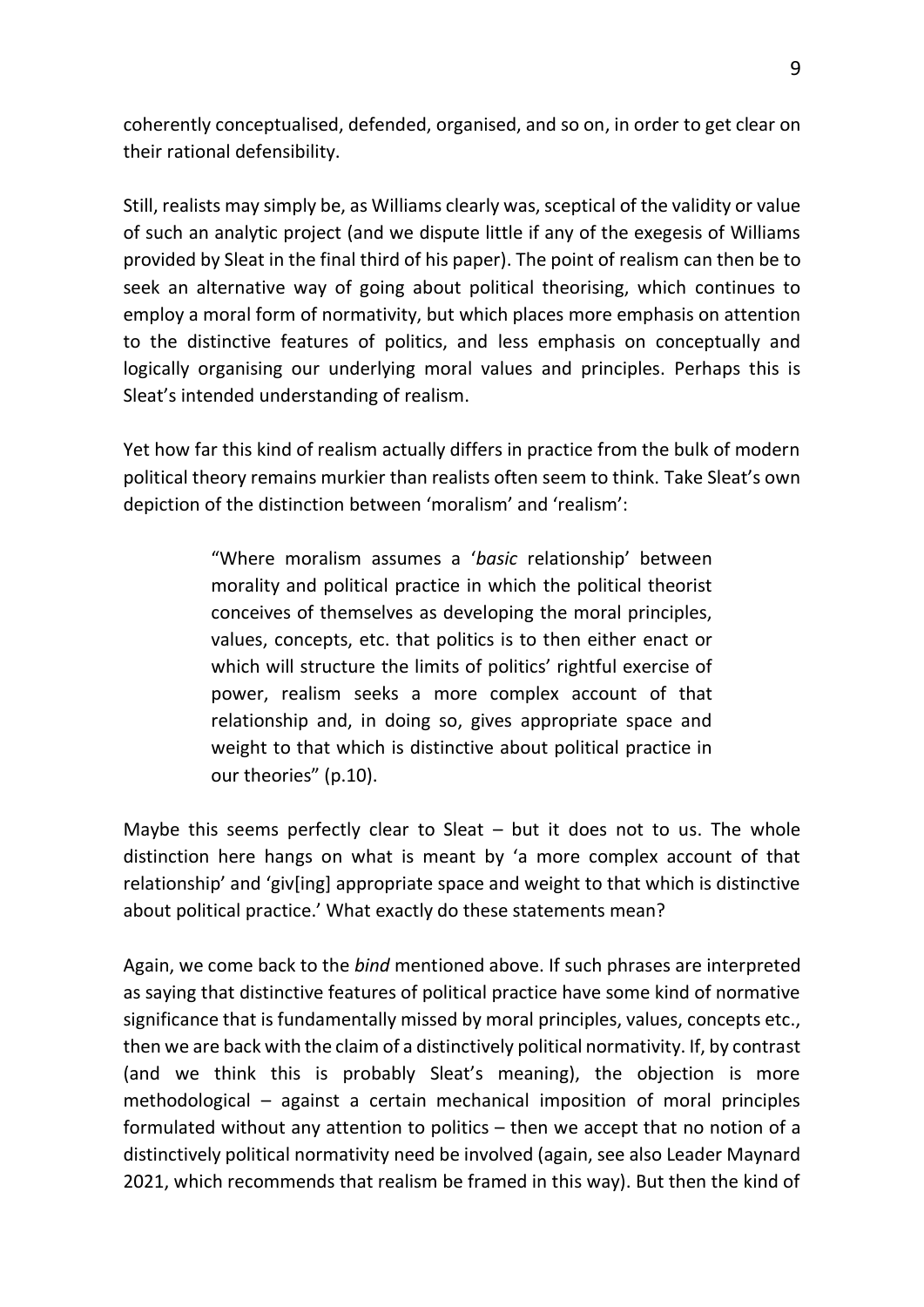coherently conceptualised, defended, organised, and so on, in order to get clear on their rational defensibility.

Still, realists may simply be, as Williams clearly was, sceptical of the validity or value of such an analytic project (and we dispute little if any of the exegesis of Williams provided by Sleat in the final third of his paper). The point of realism can then be to seek an alternative way of going about political theorising, which continues to employ a moral form of normativity, but which places more emphasis on attention to the distinctive features of politics, and less emphasis on conceptually and logically organising our underlying moral values and principles. Perhaps this is Sleat's intended understanding of realism.

Yet how far this kind of realism actually differs in practice from the bulk of modern political theory remains murkier than realists often seem to think. Take Sleat's own depiction of the distinction between 'moralism' and 'realism':

> "Where moralism assumes a '*basic* relationship' between morality and political practice in which the political theorist conceives of themselves as developing the moral principles, values, concepts, etc. that politics is to then either enact or which will structure the limits of politics' rightful exercise of power, realism seeks a more complex account of that relationship and, in doing so, gives appropriate space and weight to that which is distinctive about political practice in our theories" (p.10).

Maybe this seems perfectly clear to Sleat – but it does not to us. The whole distinction here hangs on what is meant by 'a more complex account of that relationship' and 'giv[ing] appropriate space and weight to that which is distinctive about political practice.' What exactly do these statements mean?

Again, we come back to the *bind* mentioned above. If such phrases are interpreted as saying that distinctive features of political practice have some kind of normative significance that is fundamentally missed by moral principles, values, concepts etc., then we are back with the claim of a distinctively political normativity. If, by contrast (and we think this is probably Sleat's meaning), the objection is more methodological – against a certain mechanical imposition of moral principles formulated without any attention to politics – then we accept that no notion of a distinctively political normativity need be involved (again, see also Leader Maynard 2021, which recommends that realism be framed in this way). But then the kind of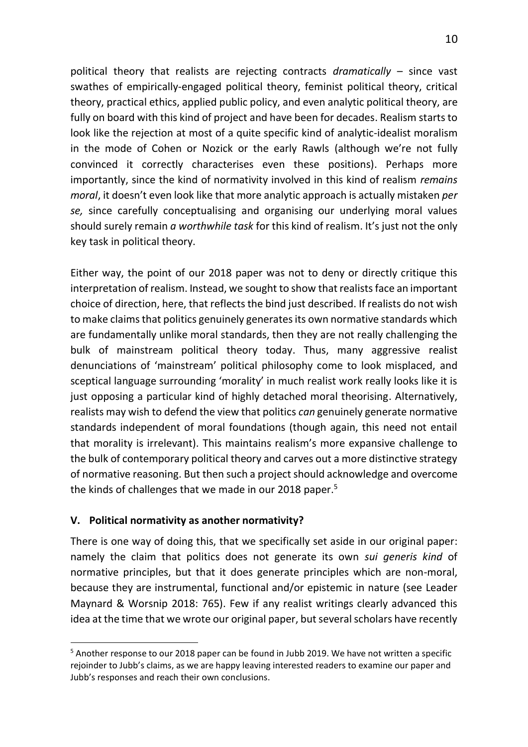political theory that realists are rejecting contracts *dramatically* – since vast swathes of empirically-engaged political theory, feminist political theory, critical theory, practical ethics, applied public policy, and even analytic political theory, are fully on board with this kind of project and have been for decades. Realism starts to look like the rejection at most of a quite specific kind of analytic-idealist moralism in the mode of Cohen or Nozick or the early Rawls (although we're not fully convinced it correctly characterises even these positions). Perhaps more importantly, since the kind of normativity involved in this kind of realism *remains moral*, it doesn't even look like that more analytic approach is actually mistaken *per se,* since carefully conceptualising and organising our underlying moral values should surely remain *a worthwhile task* for this kind of realism. It's just not the only key task in political theory.

Either way, the point of our 2018 paper was not to deny or directly critique this interpretation of realism. Instead, we sought to show that realists face an important choice of direction, here, that reflects the bind just described. If realists do not wish to make claims that politics genuinely generates its own normative standards which are fundamentally unlike moral standards, then they are not really challenging the bulk of mainstream political theory today. Thus, many aggressive realist denunciations of 'mainstream' political philosophy come to look misplaced, and sceptical language surrounding 'morality' in much realist work really looks like it is just opposing a particular kind of highly detached moral theorising. Alternatively, realists may wish to defend the view that politics *can* genuinely generate normative standards independent of moral foundations (though again, this need not entail that morality is irrelevant). This maintains realism's more expansive challenge to the bulk of contemporary political theory and carves out a more distinctive strategy of normative reasoning. But then such a project should acknowledge and overcome the kinds of challenges that we made in our 2018 paper.[5]

## V. Political normativity as another normativity?

There is one way of doing this, that we specifically set aside in our original paper: namely the claim that politics does not generate its own *sui generis kind* of normative principles, but that it does generate principles which are non-moral, because they are instrumental, functional and/or epistemic in nature (see Leader Maynard & Worsnip 2018: 765). Few if any realist writings clearly advanced this idea at the time that we wrote our original paper, but several scholars have recently

[5] Another response to our 2018 paper can be found in Jubb 2019. We have not written a specific rejoinder to Jubb's claims, as we are happy leaving interested readers to examine our paper and Jubb's responses and reach their own conclusions.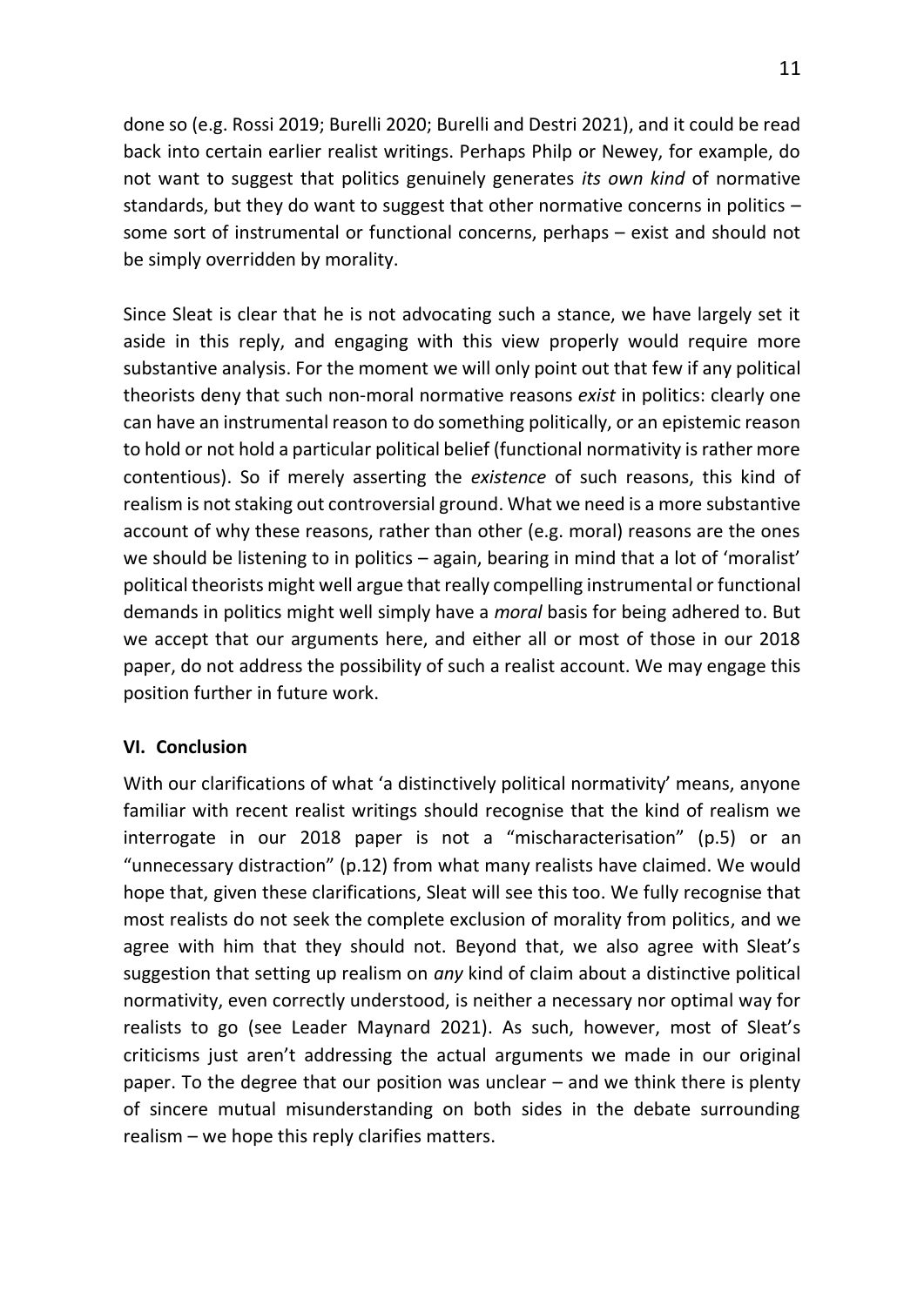done so (e.g. Rossi 2019; Burelli 2020; Burelli and Destri 2021), and it could be read back into certain earlier realist writings. Perhaps Philp or Newey, for example, do not want to suggest that politics genuinely generates *its own kind* of normative standards, but they do want to suggest that other normative concerns in politics – some sort of instrumental or functional concerns, perhaps – exist and should not be simply overridden by morality.

Since Sleat is clear that he is not advocating such a stance, we have largely set it aside in this reply, and engaging with this view properly would require more substantive analysis. For the moment we will only point out that few if any political theorists deny that such non-moral normative reasons *exist* in politics: clearly one can have an instrumental reason to do something politically, or an epistemic reason to hold or not hold a particular political belief (functional normativity is rather more contentious). So if merely asserting the *existence* of such reasons, this kind of realism is not staking out controversial ground. What we need is a more substantive account of why these reasons, rather than other (e.g. moral) reasons are the ones we should be listening to in politics – again, bearing in mind that a lot of 'moralist' political theorists might well argue that really compelling instrumental or functional demands in politics might well simply have a *moral* basis for being adhered to. But we accept that our arguments here, and either all or most of those in our 2018 paper, do not address the possibility of such a realist account. We may engage this position further in future work.

## VI. Conclusion

With our clarifications of what 'a distinctively political normativity' means, anyone familiar with recent realist writings should recognise that the kind of realism we interrogate in our 2018 paper is not a "mischaracterisation" (p.5) or an "unnecessary distraction" (p.12) from what many realists have claimed. We would hope that, given these clarifications, Sleat will see this too. We fully recognise that most realists do not seek the complete exclusion of morality from politics, and we agree with him that they should not. Beyond that, we also agree with Sleat's suggestion that setting up realism on *any* kind of claim about a distinctive political normativity, even correctly understood, is neither a necessary nor optimal way for realists to go (see Leader Maynard 2021). As such, however, most of Sleat's criticisms just aren't addressing the actual arguments we made in our original paper. To the degree that our position was unclear – and we think there is plenty of sincere mutual misunderstanding on both sides in the debate surrounding realism – we hope this reply clarifies matters.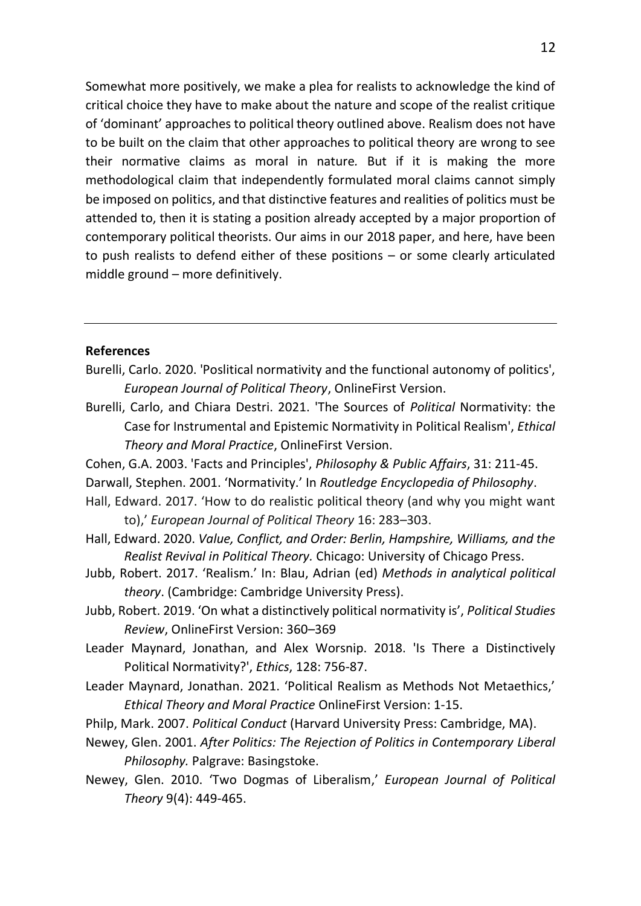Somewhat more positively, we make a plea for realists to acknowledge the kind of critical choice they have to make about the nature and scope of the realist critique of 'dominant' approaches to political theory outlined above. Realism does not have to be built on the claim that other approaches to political theory are wrong to see their normative claims as moral in nature*.* But if it is making the more methodological claim that independently formulated moral claims cannot simply be imposed on politics, and that distinctive features and realities of politics must be attended to, then it is stating a position already accepted by a major proportion of contemporary political theorists. Our aims in our 2018 paper, and here, have been to push realists to defend either of these positions – or some clearly articulated middle ground – more definitively.

---

**References**

Burelli, Carlo. 2020. 'Poslitical normativity and the functional autonomy of politics', *European Journal of Political Theory*, OnlineFirst Version.

Burelli, Carlo, and Chiara Destri. 2021. 'The Sources of *Political* Normativity: the Case for Instrumental and Epistemic Normativity in Political Realism', *Ethical Theory and Moral Practice*, OnlineFirst Version.

Cohen, G.A. 2003. 'Facts and Principles', *Philosophy & Public Affairs*, 31: 211-45.

Darwall, Stephen. 2001. 'Normativity.' In *Routledge Encyclopedia of Philosophy*.

Hall, Edward. 2017. 'How to do realistic political theory (and why you might want to),' *European Journal of Political Theory* 16: 283–303.

Hall, Edward. 2020. *Value, Conflict, and Order: Berlin, Hampshire, Williams, and the Realist Revival in Political Theory.* Chicago: University of Chicago Press.

Jubb, Robert. 2017. 'Realism.' In: Blau, Adrian (ed) *Methods in analytical political theory*. (Cambridge: Cambridge University Press).

Jubb, Robert. 2019. 'On what a distinctively political normativity is', *Political Studies Review*, OnlineFirst Version: 360–369

Leader Maynard, Jonathan, and Alex Worsnip. 2018. 'Is There a Distinctively Political Normativity?', *Ethics*, 128: 756-87.

Leader Maynard, Jonathan. 2021. 'Political Realism as Methods Not Metaethics,' *Ethical Theory and Moral Practice* OnlineFirst Version: 1-15.

Philp, Mark. 2007. *Political Conduct* (Harvard University Press: Cambridge, MA).

Newey, Glen. 2001. *After Politics: The Rejection of Politics in Contemporary Liberal Philosophy.* Palgrave: Basingstoke.

Newey, Glen. 2010. 'Two Dogmas of Liberalism,' *European Journal of Political Theory* 9(4): 449-465.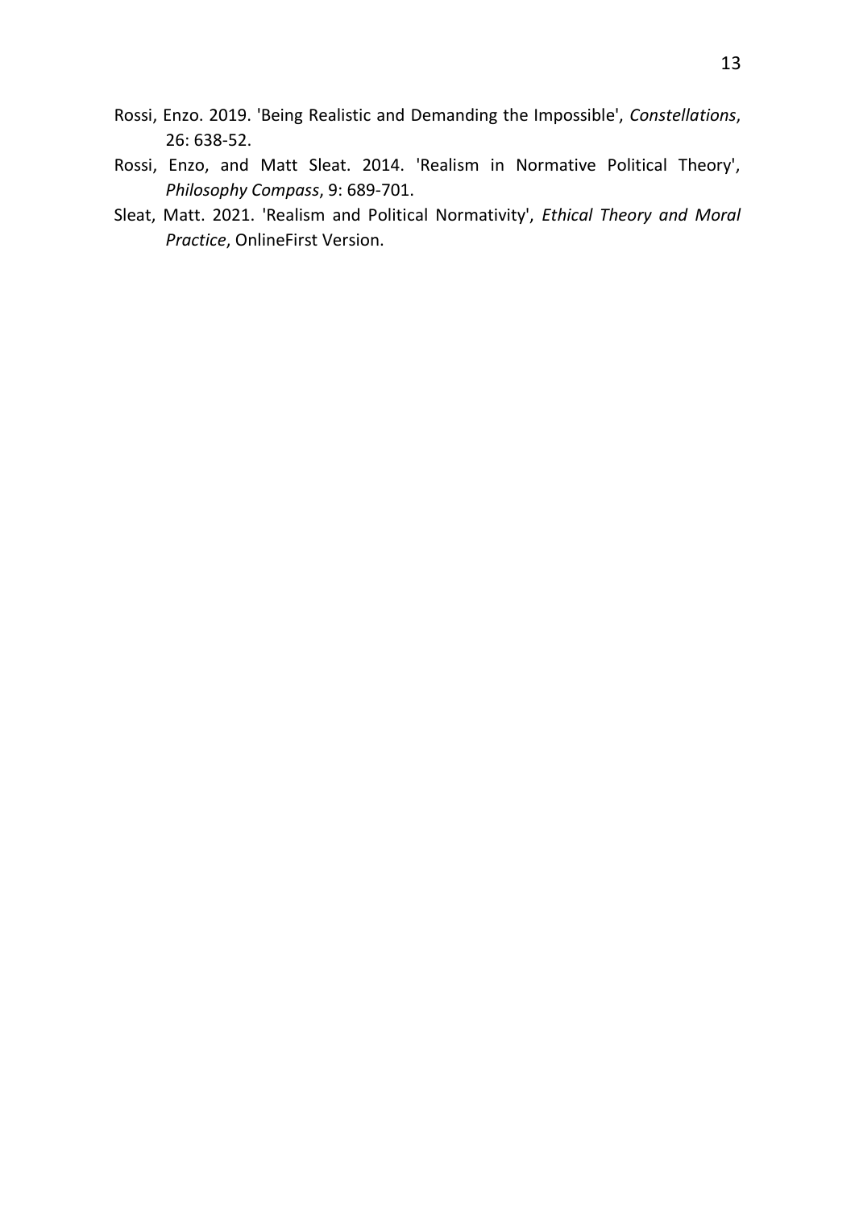Rossi, Enzo. 2019. 'Being Realistic and Demanding the Impossible', *Constellations*, 26: 638-52.

Rossi, Enzo, and Matt Sleat. 2014. 'Realism in Normative Political Theory', *Philosophy Compass*, 9: 689-701.

Sleat, Matt. 2021. 'Realism and Political Normativity', *Ethical Theory and Moral Practice*, OnlineFirst Version.